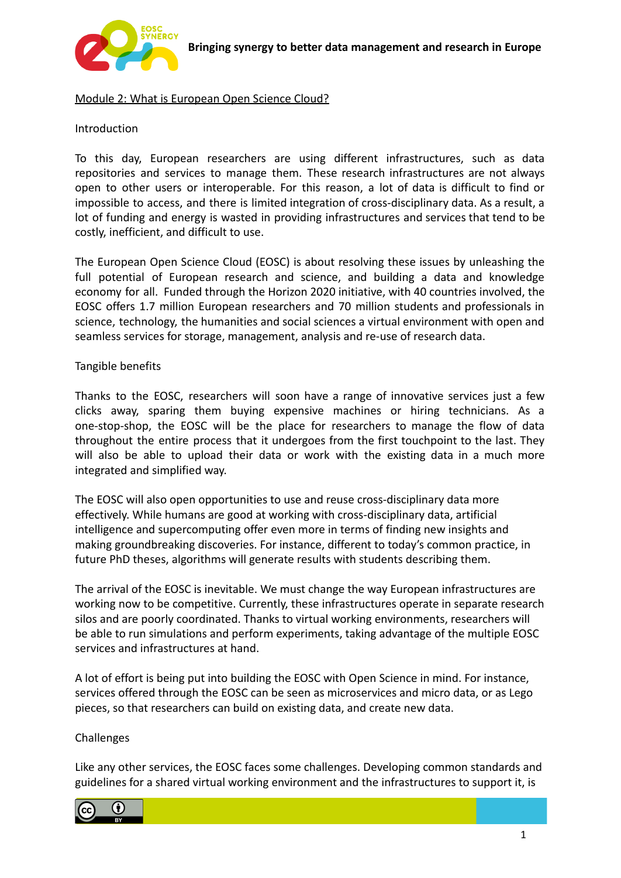# Module 2: What is European Open Science Cloud?

## Introduction

To this day, European researchers are using different infrastructures, such as data repositories and services to manage them. These research infrastructures are not always open to other users or interoperable. For this reason, a lot of data is difficult to find or impossible to access, and there is limited integration of cross-disciplinary data. As a result, a lot of funding and energy is wasted in providing infrastructures and services that tend to be costly, inefficient, and difficult to use.

The European Open Science Cloud (EOSC) is about resolving these issues by unleashing the full potential of European research and science, and building a data and knowledge economy for all. Funded through the Horizon 2020 initiative, with 40 countries involved, the EOSC offers 1.7 million European researchers and 70 million students and professionals in science, technology, the humanities and social sciences a virtual environment with open and seamless services for storage, management, analysis and re-use of research data.

## Tangible benefits

Thanks to the EOSC, researchers will soon have a range of innovative services just a few clicks away, sparing them buying expensive machines or hiring technicians. As a one-stop-shop, the EOSC will be the place for researchers to manage the flow of data throughout the entire process that it undergoes from the first touchpoint to the last. They will also be able to upload their data or work with the existing data in a much more integrated and simplified way.

The EOSC will also open opportunities to use and reuse cross-disciplinary data more effectively. While humans are good at working with cross-disciplinary data, artificial intelligence and supercomputing offer even more in terms of finding new insights and making groundbreaking discoveries. For instance, different to today's common practice, in future PhD theses, algorithms will generate results with students describing them.

The arrival of the EOSC is inevitable. We must change the way European infrastructures are working now to be competitive. Currently, these infrastructures operate in separate research silos and are poorly coordinated. Thanks to virtual working environments, researchers will be able to run simulations and perform experiments, taking advantage of the multiple EOSC services and infrastructures at hand.

A lot of effort is being put into building the EOSC with Open Science in mind. For instance, services offered through the EOSC can be seen as microservices and micro data, or as Lego pieces, so that researchers can build on existing data, and create new data.

## Challenges

Like any other services, the EOSC faces some challenges. Developing common standards and guidelines for a shared virtual working environment and the infrastructures to support it, is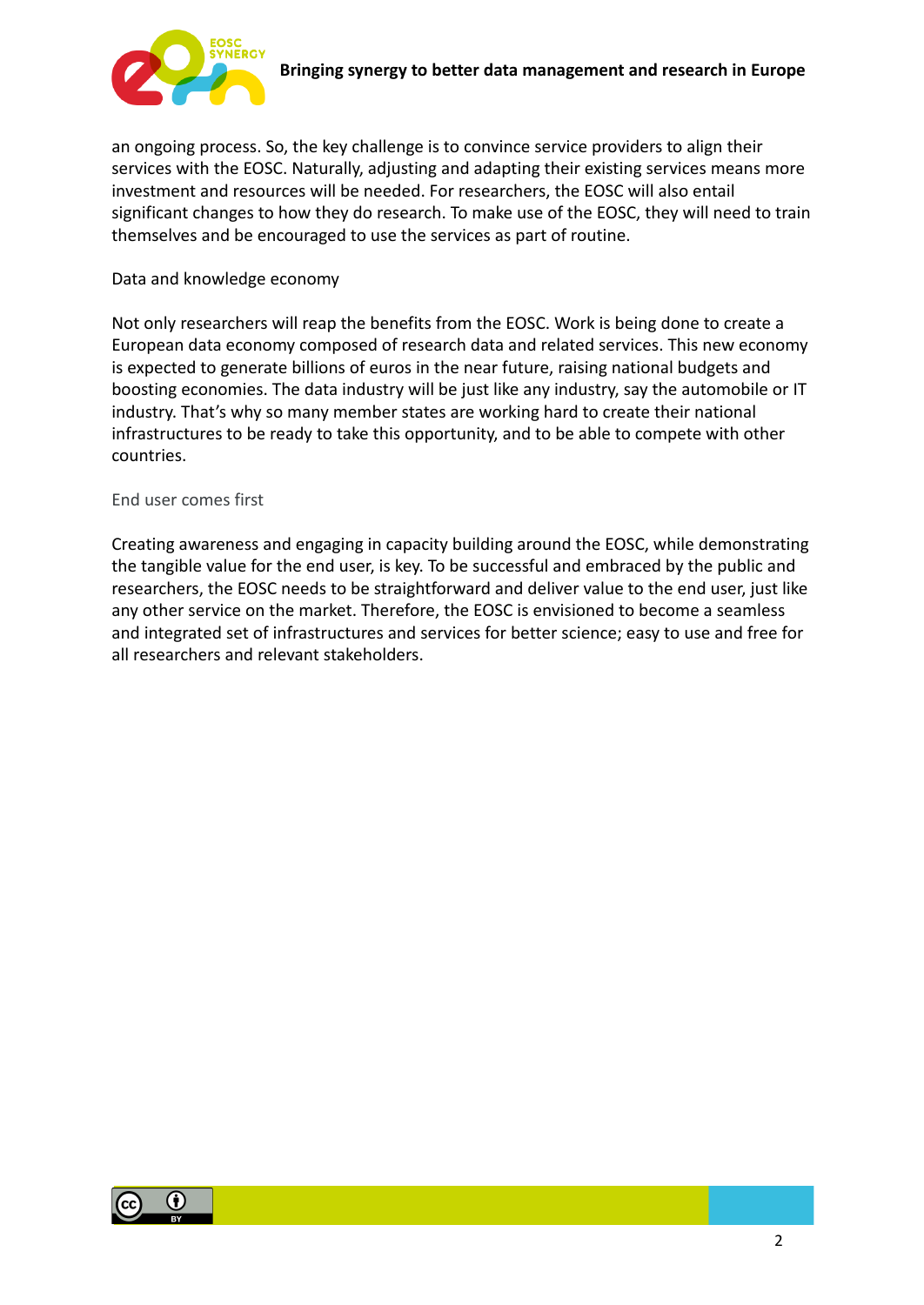an ongoing process. So, the key challenge is to convince service providers to align their services with the EOSC. Naturally, adjusting and adapting their existing services means more investment and resources will be needed. For researchers, the EOSC will also entail significant changes to how they do research. To make use of the EOSC, they will need to train themselves and be encouraged to use the services as part of routine.

### Data and knowledge economy

Not only researchers will reap the benefits from the EOSC. Work is being done to create a European data economy composed of research data and related services. This new economy is expected to generate billions of euros in the near future, raising national budgets and boosting economies. The data industry will be just like any industry, say the automobile or IT industry. That's why so many member states are working hard to create their national infrastructures to be ready to take this opportunity, and to be able to compete with other countries.

### End user comes first

Creating awareness and engaging in capacity building around the EOSC, while demonstrating the tangible value for the end user, is key. To be successful and embraced by the public and researchers, the EOSC needs to be straightforward and deliver value to the end user, just like any other service on the market. Therefore, the EOSC is envisioned to become a seamless and integrated set of infrastructures and services for better science; easy to use and free for all researchers and relevant stakeholders.